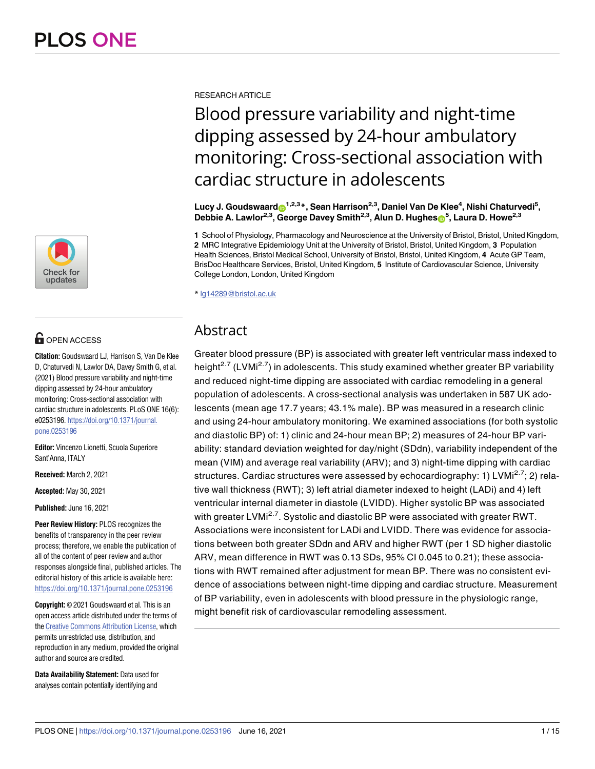RESEARCH ARTICLE

# Blood pressure variability and night-time dipping assessed by 24-hour ambulatory monitoring: Cross-sectional association with cardiac structure in adolescents

**Lucy J. Goudswaard[1,2,3]*, Sean Harrison[2,3], Daniel Van De Klee[4], Nishi Chaturvedi[5], Debbie A. Lawlor[2,3], George Davey Smith[2,3], Alun D. Hughes[5], Laura D. Howe[2,3]**

**1** School of Physiology, Pharmacology and Neuroscience at the University of Bristol, Bristol, United Kingdom, **2** MRC Integrative Epidemiology Unit at the University of Bristol, Bristol, United Kingdom, **3** Population Health Sciences, Bristol Medical School, University of Bristol, Bristol, United Kingdom, **4** Acute GP Team, BrisDoc Healthcare Services, Bristol, United Kingdom, **5** Institute of Cardiovascular Science, University College London, London, United Kingdom

* lg14289@bristol.ac.uk

OPEN ACCESS

**Citation:** Goudswaard LJ, Harrison S, Van De Klee D, Chaturvedi N, Lawlor DA, Davey Smith G, et al. (2021) Blood pressure variability and night-time dipping assessed by 24-hour ambulatory monitoring: Cross-sectional association with cardiac structure in adolescents. PLoS ONE 16(6): e0253196. https://doi.org/10.1371/journal.pone.0253196

**Editor:** Vincenzo Lionetti, Scuola Superiore Sant'Anna, ITALY

**Received:** March 2, 2021

**Accepted:** May 30, 2021

**Published:** June 16, 2021

**Peer Review History:** PLOS recognizes the benefits of transparency in the peer review process; therefore, we enable the publication of all of the content of peer review and author responses alongside final, published articles. The editorial history of this article is available here: https://doi.org/10.1371/journal.pone.0253196

**Copyright:** © 2021 Goudswaard et al. This is an open access article distributed under the terms of the Creative Commons Attribution License, which permits unrestricted use, distribution, and reproduction in any medium, provided the original author and source are credited.

**Data Availability Statement:** Data used for analyses contain potentially identifying and

## Abstract

Greater blood pressure (BP) is associated with greater left ventricular mass indexed to height$^{2.7}$ (LVMi$^{2.7}$) in adolescents. This study examined whether greater BP variability and reduced night-time dipping are associated with cardiac remodeling in a general population of adolescents. A cross-sectional analysis was undertaken in 587 UK adolescents (mean age 17.7 years; 43.1% male). BP was measured in a research clinic and using 24-hour ambulatory monitoring. We examined associations (for both systolic and diastolic BP) of: 1) clinic and 24-hour mean BP; 2) measures of 24-hour BP variability: standard deviation weighted for day/night (SDdn), variability independent of the mean (VIM) and average real variability (ARV); and 3) night-time dipping with cardiac structures. Cardiac structures were assessed by echocardiography: 1) LVMi$^{2.7}$; 2) relative wall thickness (RWT); 3) left atrial diameter indexed to height (LADi) and 4) left ventricular internal diameter in diastole (LVIDD). Higher systolic BP was associated with greater LVMi$^{2.7}$. Systolic and diastolic BP were associated with greater RWT. Associations were inconsistent for LADi and LVIDD. There was evidence for associations between both greater SDdn and ARV and higher RWT (per 1 SD higher diastolic ARV, mean difference in RWT was 0.13 SDs, 95% CI 0.045 to 0.21); these associations with RWT remained after adjustment for mean BP. There was no consistent evidence of associations between night-time dipping and cardiac structure. Measurement of BP variability, even in adolescents with blood pressure in the physiologic range, might benefit risk of cardiovascular remodeling assessment.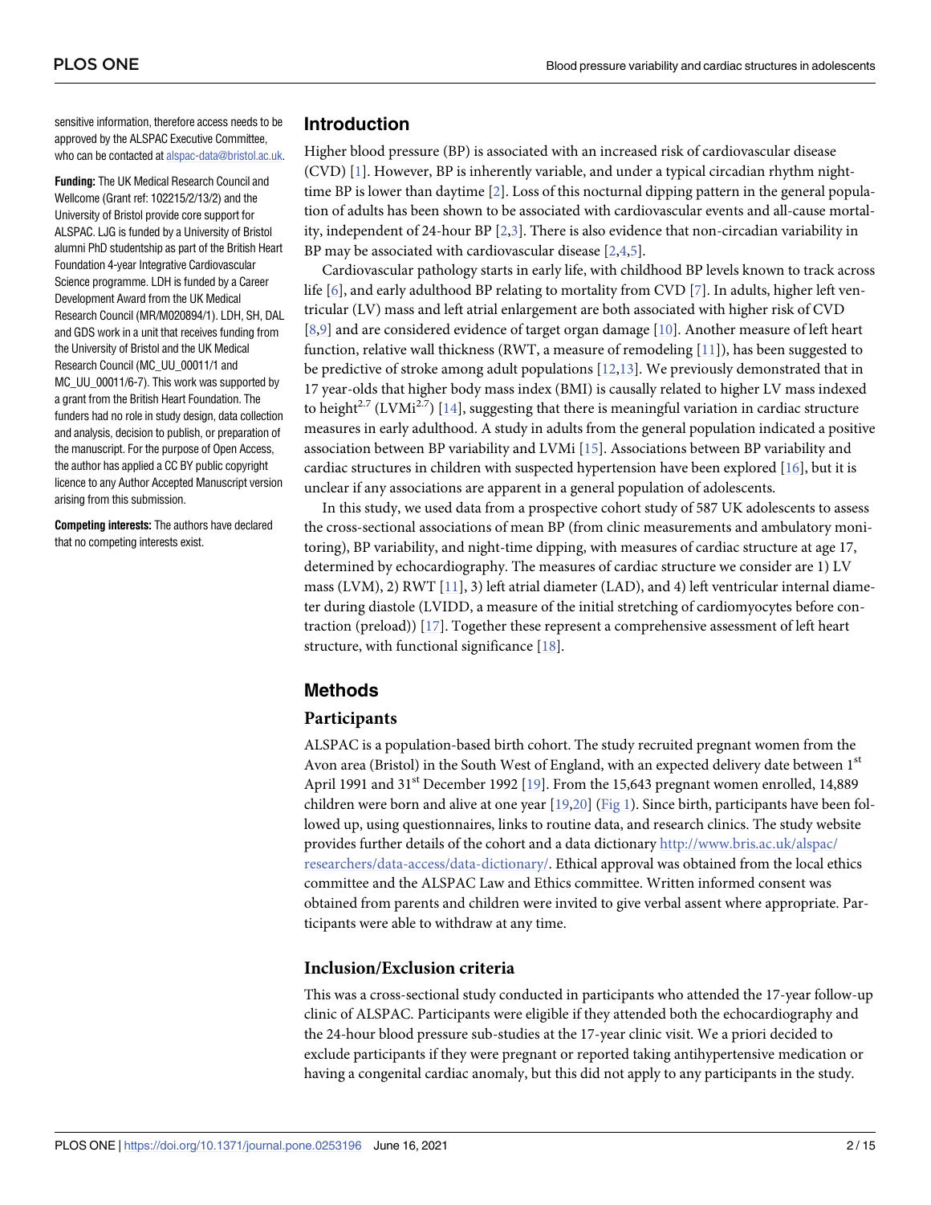sensitive information, therefore access needs to be approved by the ALSPAC Executive Committee, who can be contacted at alspac-data@bristol.ac.uk.

**Funding:** The UK Medical Research Council and Wellcome (Grant ref: 102215/2/13/2) and the University of Bristol provide core support for ALSPAC. LJG is funded by a University of Bristol alumni PhD studentship as part of the British Heart Foundation 4-year Integrative Cardiovascular Science programme. LDH is funded by a Career Development Award from the UK Medical Research Council (MR/M020894/1). LDH, SH, DAL and GDS work in a unit that receives funding from the University of Bristol and the UK Medical Research Council (MC_UU_00011/1 and MC_UU_00011/6-7). This work was supported by a grant from the British Heart Foundation. The funders had no role in study design, data collection and analysis, decision to publish, or preparation of the manuscript. For the purpose of Open Access, the author has applied a CC BY public copyright licence to any Author Accepted Manuscript version arising from this submission.

**Competing interests:** The authors have declared that no competing interests exist.

## Introduction

Higher blood pressure (BP) is associated with an increased risk of cardiovascular disease (CVD) [1]. However, BP is inherently variable, and under a typical circadian rhythm night-time BP is lower than daytime [2]. Loss of this nocturnal dipping pattern in the general population of adults has been shown to be associated with cardiovascular events and all-cause mortality, independent of 24-hour BP [2,3]. There is also evidence that non-circadian variability in BP may be associated with cardiovascular disease [2,4,5].

Cardiovascular pathology starts in early life, with childhood BP levels known to track across life [6], and early adulthood BP relating to mortality from CVD [7]. In adults, higher left ventricular (LV) mass and left atrial enlargement are both associated with higher risk of CVD [8,9] and are considered evidence of target organ damage [10]. Another measure of left heart function, relative wall thickness (RWT, a measure of remodeling [11]), has been suggested to be predictive of stroke among adult populations [12,13]. We previously demonstrated that in 17 year-olds that higher body mass index (BMI) is causally related to higher LV mass indexed to height$^{2.7}$ (LVMi$^{2.7}$) [14], suggesting that there is meaningful variation in cardiac structure measures in early adulthood. A study in adults from the general population indicated a positive association between BP variability and LVMi [15]. Associations between BP variability and cardiac structures in children with suspected hypertension have been explored [16], but it is unclear if any associations are apparent in a general population of adolescents.

In this study, we used data from a prospective cohort study of 587 UK adolescents to assess the cross-sectional associations of mean BP (from clinic measurements and ambulatory monitoring), BP variability, and night-time dipping, with measures of cardiac structure at age 17, determined by echocardiography. The measures of cardiac structure we consider are 1) LV mass (LVM), 2) RWT [11], 3) left atrial diameter (LAD), and 4) left ventricular internal diameter during diastole (LVIDD, a measure of the initial stretching of cardiomyocytes before contraction (preload)) [17]. Together these represent a comprehensive assessment of left heart structure, with functional significance [18].

## Methods

### Participants

ALSPAC is a population-based birth cohort. The study recruited pregnant women from the Avon area (Bristol) in the South West of England, with an expected delivery date between 1$^{st}$ April 1991 and 31$^{st}$ December 1992 [19]. From the 15,643 pregnant women enrolled, 14,889 children were born and alive at one year [19,20] (Fig 1). Since birth, participants have been followed up, using questionnaires, links to routine data, and research clinics. The study website provides further details of the cohort and a data dictionary http://www.bris.ac.uk/alspac/researchers/data-access/data-dictionary/. Ethical approval was obtained from the local ethics committee and the ALSPAC Law and Ethics committee. Written informed consent was obtained from parents and children were invited to give verbal assent where appropriate. Participants were able to withdraw at any time.

### Inclusion/Exclusion criteria

This was a cross-sectional study conducted in participants who attended the 17-year follow-up clinic of ALSPAC. Participants were eligible if they attended both the echocardiography and the 24-hour blood pressure sub-studies at the 17-year clinic visit. We a priori decided to exclude participants if they were pregnant or reported taking antihypertensive medication or having a congenital cardiac anomaly, but this did not apply to any participants in the study.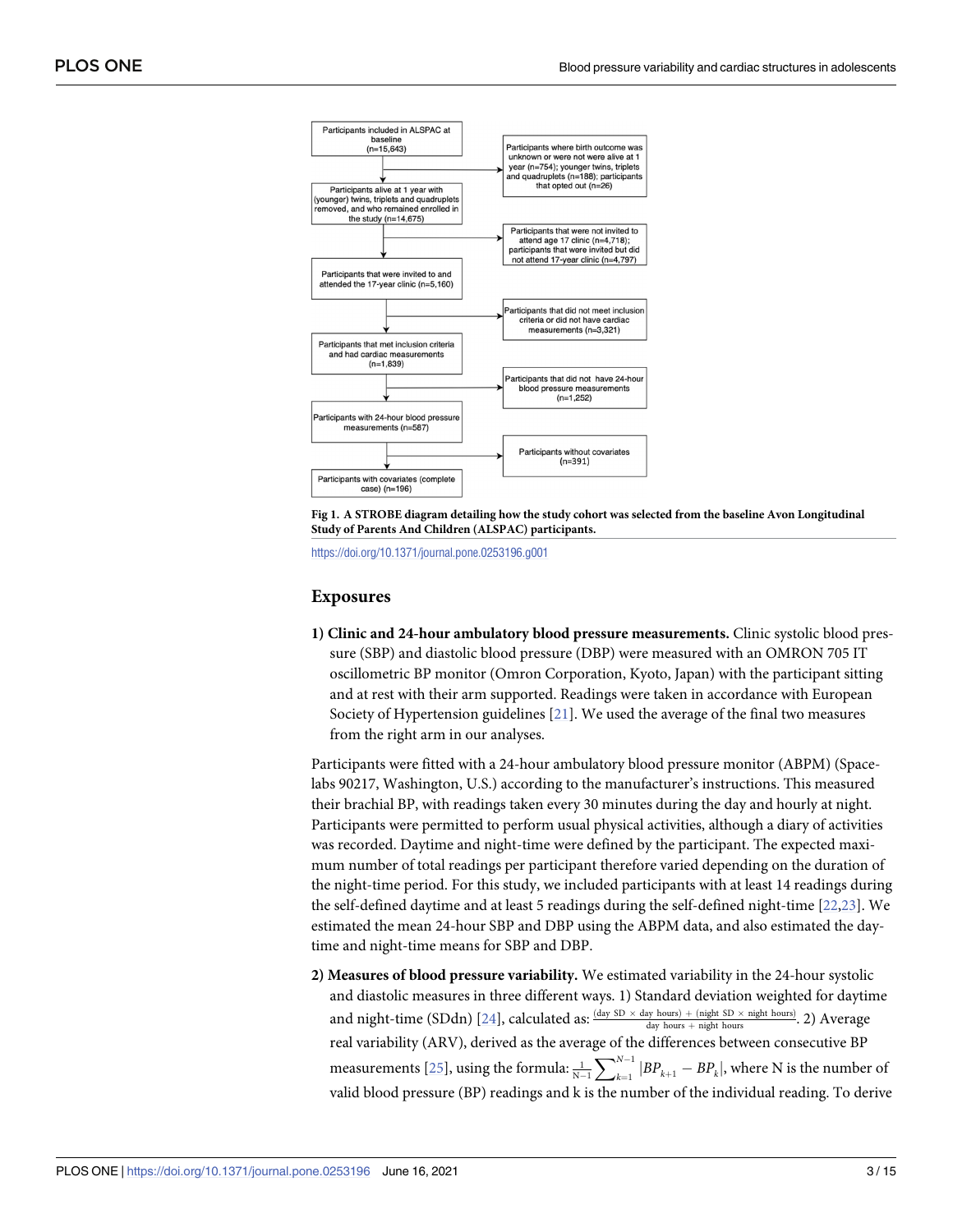Participants included in ALSPAC at baseline (n=15,643)

Participants where birth outcome was unknown or were not were alive at 1 year (n=754); younger twins, triplets and quadruplets (n=188); participants that opted out (n=26)

Participants alive at 1 year with (younger) twins, triplets and quadruplets removed, and who remained enrolled in the study (n=14,675)

Participants that were not invited to attend age 17 clinic (n=4,718); participants that were invited but did not attend 17-year clinic (n=4,797)

Participants that were invited to and attended the 17-year clinic (n=5,160)

Participants that did not meet inclusion criteria or did not have cardiac measurements (n=3,321)

Participants that met inclusion criteria and had cardiac measurements (n=1,839)

Participants that did not have 24-hour blood pressure measurements (n=1,252)

Participants with 24-hour blood pressure measurements (n=587)

Participants without covariates (n=391)

Participants with covariates (complete case) (n=196)

**Fig 1. A STROBE diagram detailing how the study cohort was selected from the baseline Avon Longitudinal Study of Parents And Children (ALSPAC) participants.**

https://doi.org/10.1371/journal.pone.0253196.g001

## Exposures

**1) Clinic and 24-hour ambulatory blood pressure measurements.** Clinic systolic blood pressure (SBP) and diastolic blood pressure (DBP) were measured with an OMRON 705 IT oscillometric BP monitor (Omron Corporation, Kyoto, Japan) with the participant sitting and at rest with their arm supported. Readings were taken in accordance with European Society of Hypertension guidelines [21]. We used the average of the final two measures from the right arm in our analyses.

Participants were fitted with a 24-hour ambulatory blood pressure monitor (ABPM) (Spacelabs 90217, Washington, U.S.) according to the manufacturer's instructions. This measured their brachial BP, with readings taken every 30 minutes during the day and hourly at night. Participants were permitted to perform usual physical activities, although a diary of activities was recorded. Daytime and night-time were defined by the participant. The expected maximum number of total readings per participant therefore varied depending on the duration of the night-time period. For this study, we included participants with at least 14 readings during the self-defined daytime and at least 5 readings during the self-defined night-time [22,23]. We estimated the mean 24-hour SBP and DBP using the ABPM data, and also estimated the daytime and night-time means for SBP and DBP.

**2) Measures of blood pressure variability.** We estimated variability in the 24-hour systolic and diastolic measures in three different ways. 1) Standard deviation weighted for daytime and night-time (SDdn) [24], calculated as: $\frac{(\text{day SD} \times \text{day hours}) + (\text{night SD} \times \text{night hours})}{\text{day hours} + \text{night hours}}$. 2) Average real variability (ARV), derived as the average of the differences between consecutive BP measurements [25], using the formula: $\frac{1}{N-1}\sum_{k=1}^{N-1} |BP_{k+1} - BP_k|$, where N is the number of valid blood pressure (BP) readings and k is the number of the individual reading. To derive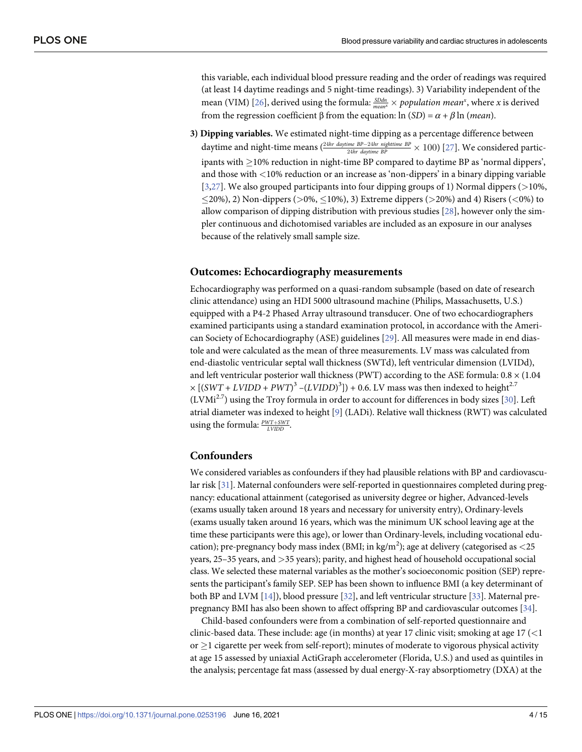this variable, each individual blood pressure reading and the order of readings was required (at least 14 daytime readings and 5 night-time readings). 3) Variability independent of the mean (VIM) [26], derived using the formula: $\frac{SDdn}{mean^x} \times population\ mean^x$, where $x$ is derived from the regression coefficient β from the equation: $\ln(SD) = \alpha + \beta \ln(mean)$.

**3) Dipping variables.** We estimated night-time dipping as a percentage difference between daytime and night-time means ($\frac{24hr\ daytime\ BP - 24hr\ nighttime\ BP}{24hr\ daytime\ BP} \times 100$) [27]. We considered participants with ≥10% reduction in night-time BP compared to daytime BP as 'normal dippers', and those with <10% reduction or an increase as 'non-dippers' in a binary dipping variable [3,27]. We also grouped participants into four dipping groups of 1) Normal dippers (>10%, ≤20%), 2) Non-dippers (>0%, ≤10%), 3) Extreme dippers (>20%) and 4) Risers (<0%) to allow comparison of dipping distribution with previous studies [28], however only the simpler continuous and dichotomised variables are included as an exposure in our analyses because of the relatively small sample size.

## Outcomes: Echocardiography measurements

Echocardiography was performed on a quasi-random subsample (based on date of research clinic attendance) using an HDI 5000 ultrasound machine (Philips, Massachusetts, U.S.) equipped with a P4-2 Phased Array ultrasound transducer. One of two echocardiographers examined participants using a standard examination protocol, in accordance with the American Society of Echocardiography (ASE) guidelines [29]. All measures were made in end diastole and were calculated as the mean of three measurements. LV mass was calculated from end-diastolic ventricular septal wall thickness (SWTd), left ventricular dimension (LVIDd), and left ventricular posterior wall thickness (PWT) according to the ASE formula: $0.8 \times (1.04 \times [(SWT + LVIDD + PWT)^3 - (LVIDD)^3]) + 0.6$. LV mass was then indexed to height$^{2.7}$ (LVMi$^{2.7}$) using the Troy formula in order to account for differences in body sizes [30]. Left atrial diameter was indexed to height [9] (LADi). Relative wall thickness (RWT) was calculated using the formula: $\frac{PWT+SWT}{LVIDD}$.

## Confounders

We considered variables as confounders if they had plausible relations with BP and cardiovascular risk [31]. Maternal confounders were self-reported in questionnaires completed during pregnancy: educational attainment (categorised as university degree or higher, Advanced-levels (exams usually taken around 18 years and necessary for university entry), Ordinary-levels (exams usually taken around 16 years, which was the minimum UK school leaving age at the time these participants were this age), or lower than Ordinary-levels, including vocational education); pre-pregnancy body mass index (BMI; in kg/m$^2$); age at delivery (categorised as <25 years, 25–35 years, and >35 years); parity, and highest head of household occupational social class. We selected these maternal variables as the mother's socioeconomic position (SEP) represents the participant's family SEP. SEP has been shown to influence BMI (a key determinant of both BP and LVM [14]), blood pressure [32], and left ventricular structure [33]. Maternal pre-pregnancy BMI has also been shown to affect offspring BP and cardiovascular outcomes [34].

Child-based confounders were from a combination of self-reported questionnaire and clinic-based data. These include: age (in months) at year 17 clinic visit; smoking at age 17 (<1 or ≥1 cigarette per week from self-report); minutes of moderate to vigorous physical activity at age 15 assessed by uniaxial ActiGraph accelerometer (Florida, U.S.) and used as quintiles in the analysis; percentage fat mass (assessed by dual energy-X-ray absorptiometry (DXA) at the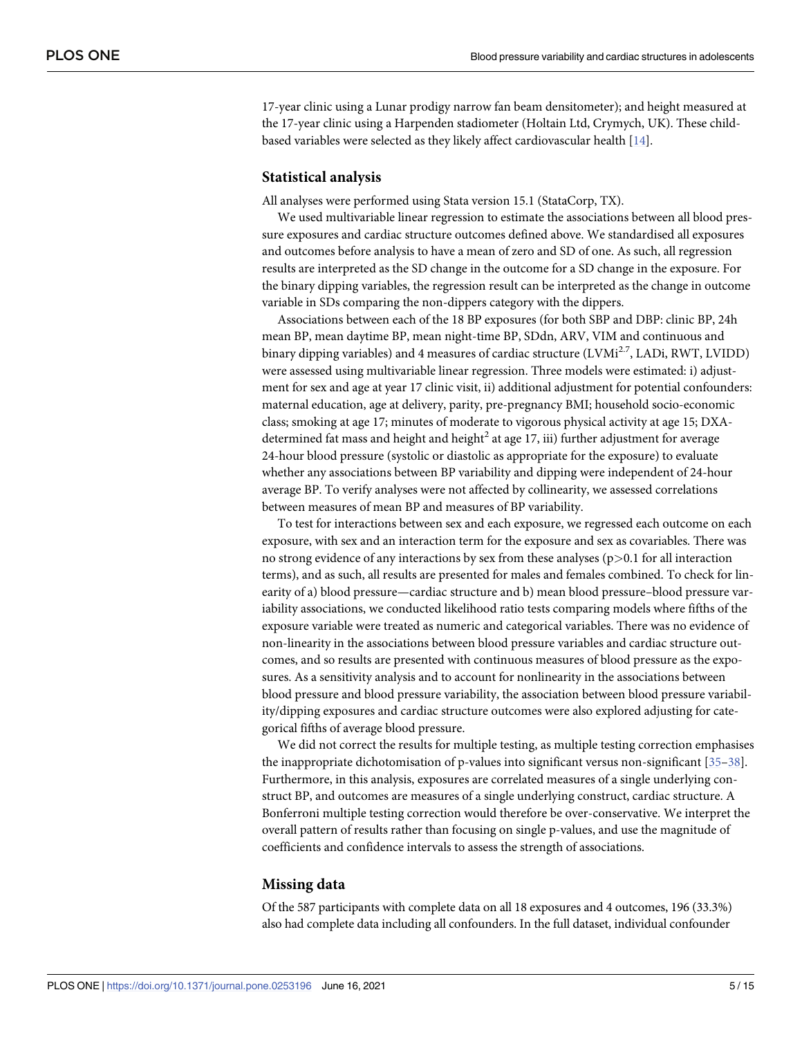17-year clinic using a Lunar prodigy narrow fan beam densitometer); and height measured at the 17-year clinic using a Harpenden stadiometer (Holtain Ltd, Crymych, UK). These child-based variables were selected as they likely affect cardiovascular health [14].

## Statistical analysis

All analyses were performed using Stata version 15.1 (StataCorp, TX).

We used multivariable linear regression to estimate the associations between all blood pressure exposures and cardiac structure outcomes defined above. We standardised all exposures and outcomes before analysis to have a mean of zero and SD of one. As such, all regression results are interpreted as the SD change in the outcome for a SD change in the exposure. For the binary dipping variables, the regression result can be interpreted as the change in outcome variable in SDs comparing the non-dippers category with the dippers.

Associations between each of the 18 BP exposures (for both SBP and DBP: clinic BP, 24h mean BP, mean daytime BP, mean night-time BP, SDdn, ARV, VIM and continuous and binary dipping variables) and 4 measures of cardiac structure ($LVMi^{2.7}$, LADi, RWT, LVIDD) were assessed using multivariable linear regression. Three models were estimated: i) adjustment for sex and age at year 17 clinic visit, ii) additional adjustment for potential confounders: maternal education, age at delivery, parity, pre-pregnancy BMI; household socio-economic class; smoking at age 17; minutes of moderate to vigorous physical activity at age 15; DXA-determined fat mass and height and $height^2$ at age 17, iii) further adjustment for average 24-hour blood pressure (systolic or diastolic as appropriate for the exposure) to evaluate whether any associations between BP variability and dipping were independent of 24-hour average BP. To verify analyses were not affected by collinearity, we assessed correlations between measures of mean BP and measures of BP variability.

To test for interactions between sex and each exposure, we regressed each outcome on each exposure, with sex and an interaction term for the exposure and sex as covariables. There was no strong evidence of any interactions by sex from these analyses ($p>0.1$ for all interaction terms), and as such, all results are presented for males and females combined. To check for linearity of a) blood pressure—cardiac structure and b) mean blood pressure–blood pressure variability associations, we conducted likelihood ratio tests comparing models where fifths of the exposure variable were treated as numeric and categorical variables. There was no evidence of non-linearity in the associations between blood pressure variables and cardiac structure outcomes, and so results are presented with continuous measures of blood pressure as the exposures. As a sensitivity analysis and to account for nonlinearity in the associations between blood pressure and blood pressure variability, the association between blood pressure variability/dipping exposures and cardiac structure outcomes were also explored adjusting for categorical fifths of average blood pressure.

We did not correct the results for multiple testing, as multiple testing correction emphasises the inappropriate dichotomisation of p-values into significant versus non-significant [35–38]. Furthermore, in this analysis, exposures are correlated measures of a single underlying construct BP, and outcomes are measures of a single underlying construct, cardiac structure. A Bonferroni multiple testing correction would therefore be over-conservative. We interpret the overall pattern of results rather than focusing on single p-values, and use the magnitude of coefficients and confidence intervals to assess the strength of associations.

## Missing data

Of the 587 participants with complete data on all 18 exposures and 4 outcomes, 196 (33.3%) also had complete data including all confounders. In the full dataset, individual confounder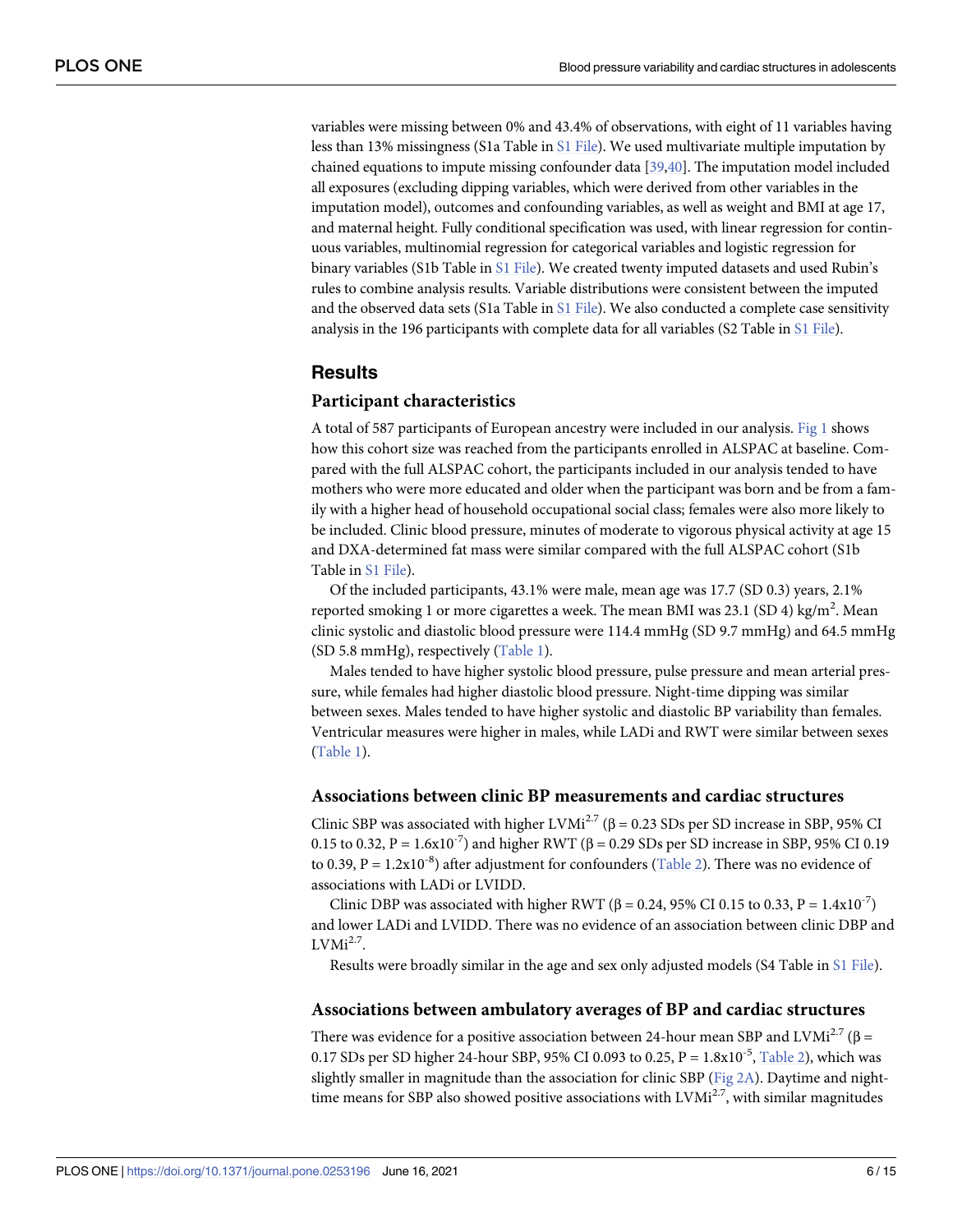variables were missing between 0% and 43.4% of observations, with eight of 11 variables having less than 13% missingness (S1a Table in S1 File). We used multivariate multiple imputation by chained equations to impute missing confounder data [39,40]. The imputation model included all exposures (excluding dipping variables, which were derived from other variables in the imputation model), outcomes and confounding variables, as well as weight and BMI at age 17, and maternal height. Fully conditional specification was used, with linear regression for continuous variables, multinomial regression for categorical variables and logistic regression for binary variables (S1b Table in S1 File). We created twenty imputed datasets and used Rubin's rules to combine analysis results. Variable distributions were consistent between the imputed and the observed data sets (S1a Table in S1 File). We also conducted a complete case sensitivity analysis in the 196 participants with complete data for all variables (S2 Table in S1 File).

## Results

### Participant characteristics

A total of 587 participants of European ancestry were included in our analysis. Fig 1 shows how this cohort size was reached from the participants enrolled in ALSPAC at baseline. Compared with the full ALSPAC cohort, the participants included in our analysis tended to have mothers who were more educated and older when the participant was born and be from a family with a higher head of household occupational social class; females were also more likely to be included. Clinic blood pressure, minutes of moderate to vigorous physical activity at age 15 and DXA-determined fat mass were similar compared with the full ALSPAC cohort (S1b Table in S1 File).

Of the included participants, 43.1% were male, mean age was 17.7 (SD 0.3) years, 2.1% reported smoking 1 or more cigarettes a week. The mean BMI was 23.1 (SD 4) $kg/m^2$. Mean clinic systolic and diastolic blood pressure were 114.4 mmHg (SD 9.7 mmHg) and 64.5 mmHg (SD 5.8 mmHg), respectively (Table 1).

Males tended to have higher systolic blood pressure, pulse pressure and mean arterial pressure, while females had higher diastolic blood pressure. Night-time dipping was similar between sexes. Males tended to have higher systolic and diastolic BP variability than females. Ventricular measures were higher in males, while LADi and RWT were similar between sexes (Table 1).

### Associations between clinic BP measurements and cardiac structures

Clinic SBP was associated with higher $LVMi^{2.7}$ ($\beta = 0.23$ SDs per SD increase in SBP, 95% CI 0.15 to 0.32, $P = 1.6 \times 10^{-7}$) and higher RWT ($\beta = 0.29$ SDs per SD increase in SBP, 95% CI 0.19 to 0.39, $P = 1.2 \times 10^{-8}$) after adjustment for confounders (Table 2). There was no evidence of associations with LADi or LVIDD.

Clinic DBP was associated with higher RWT ($\beta = 0.24$, 95% CI 0.15 to 0.33, $P = 1.4 \times 10^{-7}$) and lower LADi and LVIDD. There was no evidence of an association between clinic DBP and $LVMi^{2.7}$.

Results were broadly similar in the age and sex only adjusted models (S4 Table in S1 File).

### Associations between ambulatory averages of BP and cardiac structures

There was evidence for a positive association between 24-hour mean SBP and $LVMi^{2.7}$ ($\beta = 0.17$ SDs per SD higher 24-hour SBP, 95% CI 0.093 to 0.25, $P = 1.8 \times 10^{-5}$, Table 2), which was slightly smaller in magnitude than the association for clinic SBP (Fig 2A). Daytime and night-time means for SBP also showed positive associations with $LVMi^{2.7}$, with similar magnitudes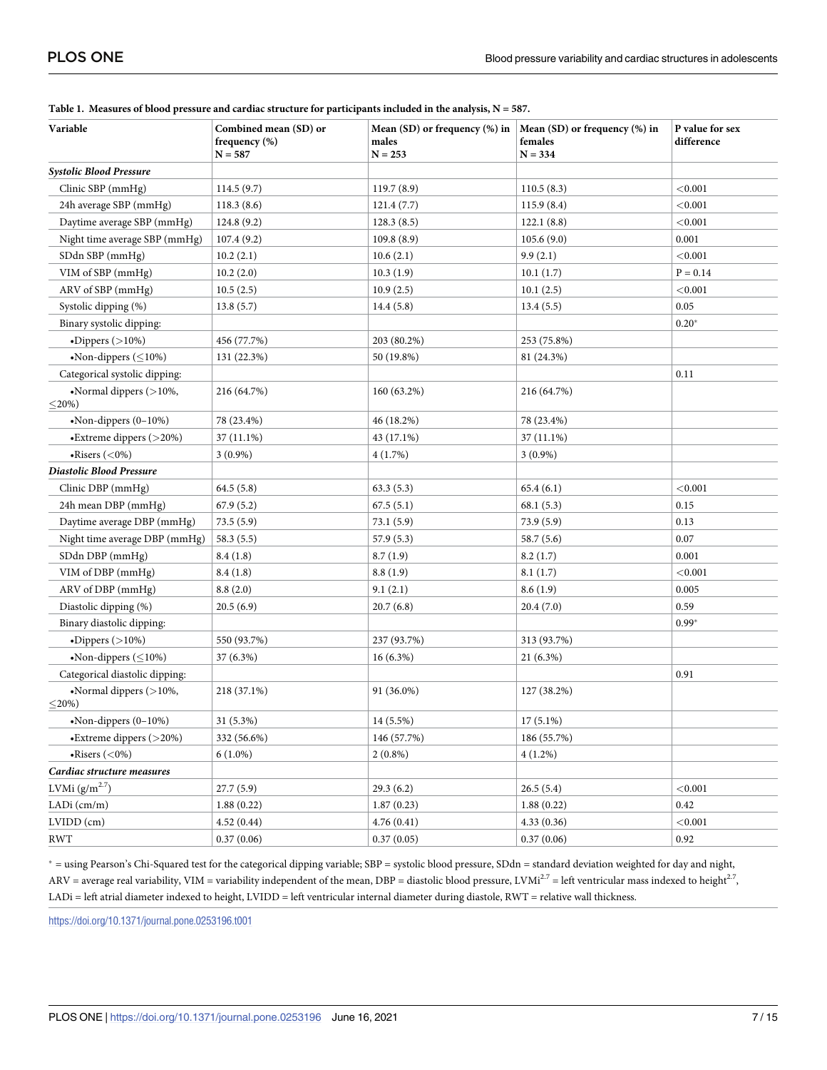**Table 1. Measures of blood pressure and cardiac structure for participants included in the analysis, N = 587.**

| Variable | Combined mean (SD) or frequency (%) N = 587 | Mean (SD) or frequency (%) in males N = 253 | Mean (SD) or frequency (%) in females N = 334 | P value for sex difference |
|---|---|---|---|---|
| ***Systolic Blood Pressure*** | | | | |
| Clinic SBP (mmHg) | 114.5 (9.7) | 119.7 (8.9) | 110.5 (8.3) | <0.001 |
| 24h average SBP (mmHg) | 118.3 (8.6) | 121.4 (7.7) | 115.9 (8.4) | <0.001 |
| Daytime average SBP (mmHg) | 124.8 (9.2) | 128.3 (8.5) | 122.1 (8.8) | <0.001 |
| Night time average SBP (mmHg) | 107.4 (9.2) | 109.8 (8.9) | 105.6 (9.0) | 0.001 |
| SDdn SBP (mmHg) | 10.2 (2.1) | 10.6 (2.1) | 9.9 (2.1) | <0.001 |
| VIM of SBP (mmHg) | 10.2 (2.0) | 10.3 (1.9) | 10.1 (1.7) | P = 0.14 |
| ARV of SBP (mmHg) | 10.5 (2.5) | 10.9 (2.5) | 10.1 (2.5) | <0.001 |
| Systolic dipping (%) | 13.8 (5.7) | 14.4 (5.8) | 13.4 (5.5) | 0.05 |
| Binary systolic dipping: | | | | 0.20* |
| •Dippers (>10%) | 456 (77.7%) | 203 (80.2%) | 253 (75.8%) | |
| •Non-dippers (≤10%) | 131 (22.3%) | 50 (19.8%) | 81 (24.3%) | |
| Categorical systolic dipping: | | | | 0.11 |
| •Normal dippers (>10%, ≤20%) | 216 (64.7%) | 160 (63.2%) | 216 (64.7%) | |
| •Non-dippers (0–10%) | 78 (23.4%) | 46 (18.2%) | 78 (23.4%) | |
| •Extreme dippers (>20%) | 37 (11.1%) | 43 (17.1%) | 37 (11.1%) | |
| •Risers (<0%) | 3 (0.9%) | 4 (1.7%) | 3 (0.9%) | |
| ***Diastolic Blood Pressure*** | | | | |
| Clinic DBP (mmHg) | 64.5 (5.8) | 63.3 (5.3) | 65.4 (6.1) | <0.001 |
| 24h mean DBP (mmHg) | 67.9 (5.2) | 67.5 (5.1) | 68.1 (5.3) | 0.15 |
| Daytime average DBP (mmHg) | 73.5 (5.9) | 73.1 (5.9) | 73.9 (5.9) | 0.13 |
| Night time average DBP (mmHg) | 58.3 (5.5) | 57.9 (5.3) | 58.7 (5.6) | 0.07 |
| SDdn DBP (mmHg) | 8.4 (1.8) | 8.7 (1.9) | 8.2 (1.7) | 0.001 |
| VIM of DBP (mmHg) | 8.4 (1.8) | 8.8 (1.9) | 8.1 (1.7) | <0.001 |
| ARV of DBP (mmHg) | 8.8 (2.0) | 9.1 (2.1) | 8.6 (1.9) | 0.005 |
| Diastolic dipping (%) | 20.5 (6.9) | 20.7 (6.8) | 20.4 (7.0) | 0.59 |
| Binary diastolic dipping: | | | | 0.99* |
| •Dippers (>10%) | 550 (93.7%) | 237 (93.7%) | 313 (93.7%) | |
| •Non-dippers (≤10%) | 37 (6.3%) | 16 (6.3%) | 21 (6.3%) | |
| Categorical diastolic dipping: | | | | 0.91 |
| •Normal dippers (>10%, ≤20%) | 218 (37.1%) | 91 (36.0%) | 127 (38.2%) | |
| •Non-dippers (0–10%) | 31 (5.3%) | 14 (5.5%) | 17 (5.1%) | |
| •Extreme dippers (>20%) | 332 (56.6%) | 146 (57.7%) | 186 (55.7%) | |
| •Risers (<0%) | 6 (1.0%) | 2 (0.8%) | 4 (1.2%) | |
| ***Cardiac structure measures*** | | | | |
| LVMi ($g/m^{2.7}$) | 27.7 (5.9) | 29.3 (6.2) | 26.5 (5.4) | <0.001 |
| LADi (cm/m) | 1.88 (0.22) | 1.87 (0.23) | 1.88 (0.22) | 0.42 |
| LVIDD (cm) | 4.52 (0.44) | 4.76 (0.41) | 4.33 (0.36) | <0.001 |
| RWT | 0.37 (0.06) | 0.37 (0.05) | 0.37 (0.06) | 0.92 |

* = using Pearson's Chi-Squared test for the categorical dipping variable; SBP = systolic blood pressure, SDdn = standard deviation weighted for day and night, ARV = average real variability, VIM = variability independent of the mean, DBP = diastolic blood pressure, $LVMi^{2.7}$ = left ventricular mass indexed to height$^{2.7}$, LADi = left atrial diameter indexed to height, LVIDD = left ventricular internal diameter during diastole, RWT = relative wall thickness.

https://doi.org/10.1371/journal.pone.0253196.t001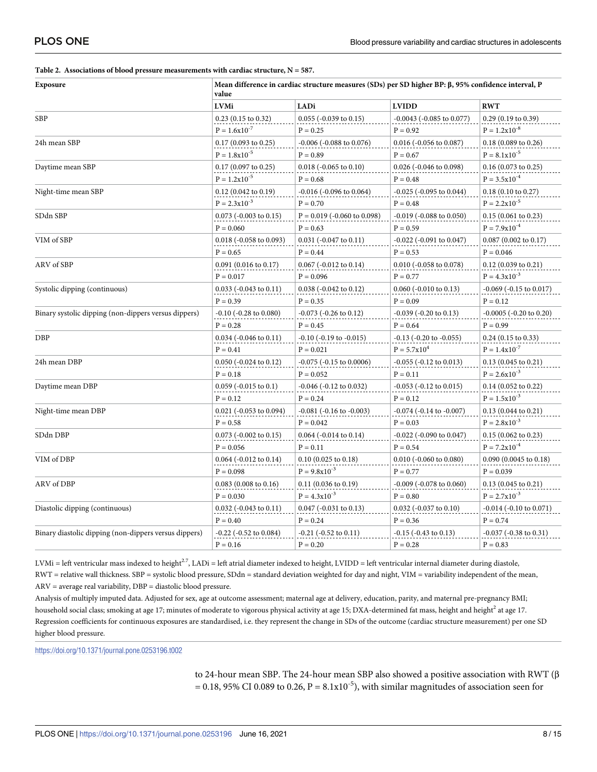**Table 2. Associations of blood pressure measurements with cardiac structure, N = 587.**

| Exposure | Mean difference in cardiac structure measures (SDs) per SD higher BP: β, 95% confidence interval, P value | | | |
|---|---|---|---|---|
| | **LVMi** | **LADi** | **LVIDD** | **RWT** |
| SBP | 0.23 (0.15 to 0.32) $P = 1.6x10^{-7}$ | 0.055 (-0.039 to 0.15) P = 0.25 | -0.0043 (-0.085 to 0.077) P = 0.92 | 0.29 (0.19 to 0.39) $P = 1.2x10^{-8}$ |
| 24h mean SBP | 0.17 (0.093 to 0.25) $P = 1.8x10^{-5}$ | -0.006 (-0.088 to 0.076) P = 0.89 | 0.016 (-0.056 to 0.087) P = 0.67 | 0.18 (0.089 to 0.26) $P = 8.1x10^{-5}$ |
| Daytime mean SBP | 0.17 (0.097 to 0.25) $P = 1.2x10^{-5}$ | 0.018 (-0.065 to 0.10) P = 0.68 | 0.026 (-0.046 to 0.098) P = 0.48 | 0.16 (0.073 to 0.25) $P = 3.5x10^{-4}$ |
| Night-time mean SBP | 0.12 (0.042 to 0.19) $P = 2.3x10^{-3}$ | -0.016 (-0.096 to 0.064) P = 0.70 | -0.025 (-0.095 to 0.044) P = 0.48 | 0.18 (0.10 to 0.27) $P = 2.2x10^{-5}$ |
| SDdn SBP | 0.073 (-0.003 to 0.15) P = 0.060 | P = 0.019 (-0.060 to 0.098) P = 0.63 | -0.019 (-0.088 to 0.050) P = 0.59 | 0.15 (0.061 to 0.23) $P = 7.9x10^{-4}$ |
| VIM of SBP | 0.018 (-0.058 to 0.093) P = 0.65 | 0.031 (-0.047 to 0.11) P = 0.44 | -0.022 (-0.091 to 0.047) P = 0.53 | 0.087 (0.002 to 0.17) P = 0.046 |
| ARV of SBP | 0.091 (0.016 to 0.17) P = 0.017 | 0.067 (-0.012 to 0.14) P = 0.096 | 0.010 (-0.058 to 0.078) P = 0.77 | 0.12 (0.039 to 0.21) $P = 4.3x10^{-3}$ |
| Systolic dipping (continuous) | 0.033 (-0.043 to 0.11) P = 0.39 | 0.038 (-0.042 to 0.12) P = 0.35 | 0.060 (-0.010 to 0.13) P = 0.09 | -0.069 (-0.15 to 0.017) P = 0.12 |
| Binary systolic dipping (non-dippers versus dippers) | -0.10 (-0.28 to 0.080) P = 0.28 | -0.073 (-0.26 to 0.12) P = 0.45 | -0.039 (-0.20 to 0.13) P = 0.64 | -0.0005 (-0.20 to 0.20) P = 0.99 |
| DBP | 0.034 (-0.046 to 0.11) P = 0.41 | -0.10 (-0.19 to -0.015) P = 0.021 | -0.13 (-0.20 to -0.055) $P = 5.7x10^{4}$ | 0.24 (0.15 to 0.33) $P = 1.4x10^{-7}$ |
| 24h mean DBP | 0.050 (-0.024 to 0.12) P = 0.18 | -0.075 (-0.15 to 0.0006) P = 0.052 | -0.055 (-0.12 to 0.013) P = 0.11 | 0.13 (0.045 to 0.21) $P = 2.6x10^{-3}$ |
| Daytime mean DBP | 0.059 (-0.015 to 0.1) P = 0.12 | -0.046 (-0.12 to 0.032) P = 0.24 | -0.053 (-0.12 to 0.015) P = 0.12 | 0.14 (0.052 to 0.22) $P = 1.5x10^{-3}$ |
| Night-time mean DBP | 0.021 (-0.053 to 0.094) P = 0.58 | -0.081 (-0.16 to -0.003) P = 0.042 | -0.074 (-0.14 to -0.007) P = 0.03 | 0.13 (0.044 to 0.21) $P = 2.8x10^{-3}$ |
| SDdn DBP | 0.073 (-0.002 to 0.15) P = 0.056 | 0.064 (-0.014 to 0.14) P = 0.11 | -0.022 (-0.090 to 0.047) P = 0.54 | 0.15 (0.062 to 0.23) $P = 7.2x10^{-4}$ |
| VIM of DBP | 0.064 (-0.012 to 0.14) P = 0.098 | 0.10 (0.025 to 0.18) $P = 9.8x10^{-3}$ | 0.010 (-0.060 to 0.080) P = 0.77 | 0.090 (0.0045 to 0.18) P = 0.039 |
| ARV of DBP | 0.083 (0.008 to 0.16) P = 0.030 | 0.11 (0.036 to 0.19) $P = 4.3x10^{-3}$ | -0.009 (-0.078 to 0.060) P = 0.80 | 0.13 (0.045 to 0.21) $P = 2.7x10^{-3}$ |
| Diastolic dipping (continuous) | 0.032 (-0.043 to 0.11) P = 0.40 | 0.047 (-0.031 to 0.13) P = 0.24 | 0.032 (-0.037 to 0.10) P = 0.36 | -0.014 (-0.10 to 0.071) P = 0.74 |
| Binary diastolic dipping (non-dippers versus dippers) | -0.22 (-0.52 to 0.084) P = 0.16 | -0.21 (-0.52 to 0.11) P = 0.20 | -0.15 (-0.43 to 0.13) P = 0.28 | -0.037 (-0.38 to 0.31) P = 0.83 |

LVMi = left ventricular mass indexed to height$^{2.7}$, LADi = left atrial diameter indexed to height, LVIDD = left ventricular internal diameter during diastole, RWT = relative wall thickness. SBP = systolic blood pressure, SDdn = standard deviation weighted for day and night, VIM = variability independent of the mean, ARV = average real variability, DBP = diastolic blood pressure.

Analysis of multiply imputed data. Adjusted for sex, age at outcome assessment; maternal age at delivery, education, parity, and maternal pre-pregnancy BMI; household social class; smoking at age 17; minutes of moderate to vigorous physical activity at age 15; DXA-determined fat mass, height and height$^2$ at age 17.

Regression coefficients for continuous exposures are standardised, i.e. they represent the change in SDs of the outcome (cardiac structure measurement) per one SD higher blood pressure.

https://doi.org/10.1371/journal.pone.0253196.t002

to 24-hour mean SBP. The 24-hour mean SBP also showed a positive association with RWT (β = 0.18, 95% CI 0.089 to 0.26, $P = 8.1x10^{-5}$), with similar magnitudes of association seen for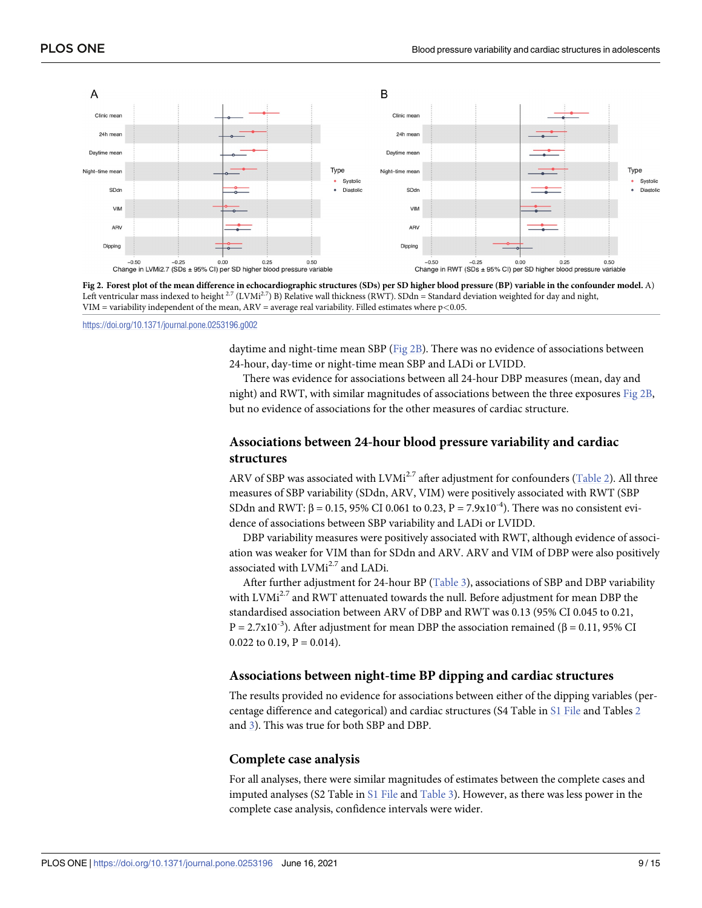**Fig 2. Forest plot of the mean difference in echocardiographic structures (SDs) per SD higher blood pressure (BP) variable in the confounder model.** A) Left ventricular mass indexed to height $^{2.7}$ (LVMi$^{2.7}$) B) Relative wall thickness (RWT). SDdn = Standard deviation weighted for day and night, VIM = variability independent of the mean, ARV = average real variability. Filled estimates where p<0.05.

https://doi.org/10.1371/journal.pone.0253196.g002

daytime and night-time mean SBP (Fig 2B). There was no evidence of associations between 24-hour, day-time or night-time mean SBP and LADi or LVIDD.

There was evidence for associations between all 24-hour DBP measures (mean, day and night) and RWT, with similar magnitudes of associations between the three exposures Fig 2B, but no evidence of associations for the other measures of cardiac structure.

## Associations between 24-hour blood pressure variability and cardiac structures

ARV of SBP was associated with LVMi$^{2.7}$ after adjustment for confounders (Table 2). All three measures of SBP variability (SDdn, ARV, VIM) were positively associated with RWT (SBP SDdn and RWT: β = 0.15, 95% CI 0.061 to 0.23, P = 7.9x10$^{-4}$). There was no consistent evidence of associations between SBP variability and LADi or LVIDD.

DBP variability measures were positively associated with RWT, although evidence of association was weaker for VIM than for SDdn and ARV. ARV and VIM of DBP were also positively associated with LVMi$^{2.7}$ and LADi.

After further adjustment for 24-hour BP (Table 3), associations of SBP and DBP variability with LVMi$^{2.7}$ and RWT attenuated towards the null. Before adjustment for mean DBP the standardised association between ARV of DBP and RWT was 0.13 (95% CI 0.045 to 0.21, P = 2.7x10$^{-3}$). After adjustment for mean DBP the association remained (β = 0.11, 95% CI 0.022 to 0.19, P = 0.014).

## Associations between night-time BP dipping and cardiac structures

The results provided no evidence for associations between either of the dipping variables (percentage difference and categorical) and cardiac structures (S4 Table in S1 File and Tables 2 and 3). This was true for both SBP and DBP.

## Complete case analysis

For all analyses, there were similar magnitudes of estimates between the complete cases and imputed analyses (S2 Table in S1 File and Table 3). However, as there was less power in the complete case analysis, confidence intervals were wider.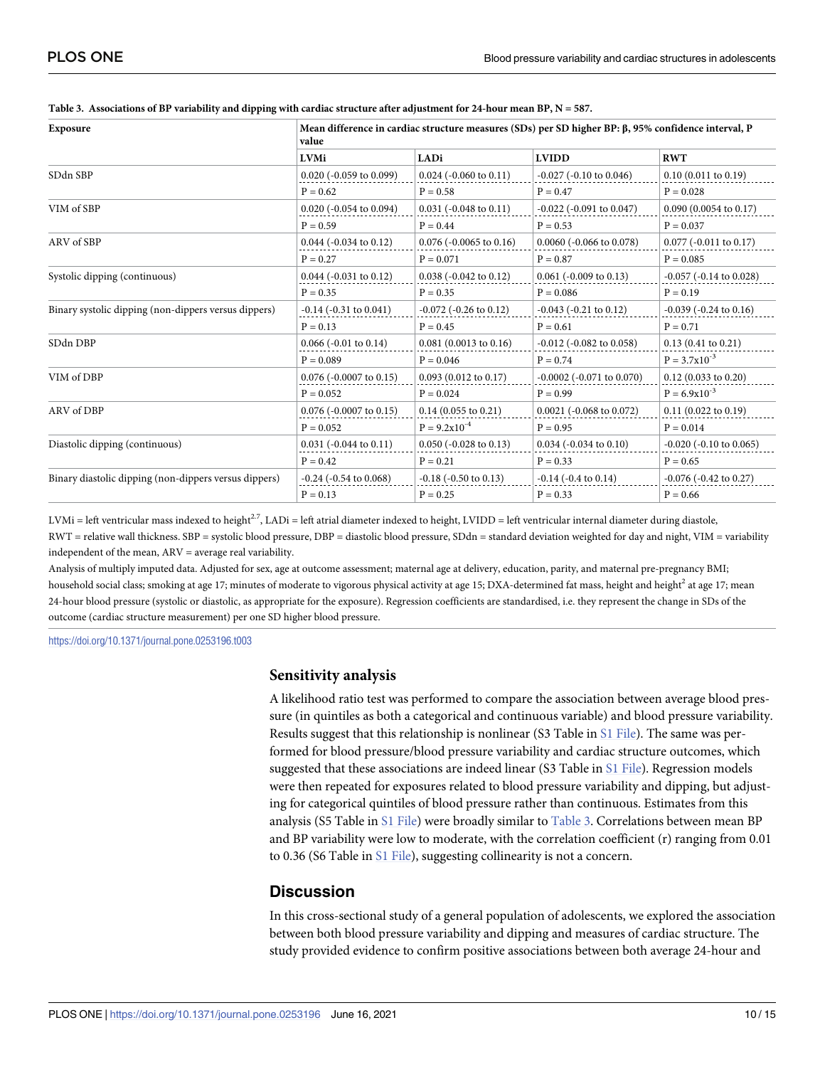**Table 3. Associations of BP variability and dipping with cardiac structure after adjustment for 24-hour mean BP, N = 587.**

| Exposure | Mean difference in cardiac structure measures (SDs) per SD higher BP: β, 95% confidence interval, P value | | | |
|---|---|---|---|---|
| | LVMi | LADi | LVIDD | RWT |
| SDdn SBP | 0.020 (-0.059 to 0.099) | 0.024 (-0.060 to 0.11) | -0.027 (-0.10 to 0.046) | 0.10 (0.011 to 0.19) |
| | P = 0.62 | P = 0.58 | P = 0.47 | P = 0.028 |
| VIM of SBP | 0.020 (-0.054 to 0.094) | 0.031 (-0.048 to 0.11) | -0.022 (-0.091 to 0.047) | 0.090 (0.0054 to 0.17) |
| | P = 0.59 | P = 0.44 | P = 0.53 | P = 0.037 |
| ARV of SBP | 0.044 (-0.034 to 0.12) | 0.076 (-0.0065 to 0.16) | 0.0060 (-0.066 to 0.078) | 0.077 (-0.011 to 0.17) |
| | P = 0.27 | P = 0.071 | P = 0.87 | P = 0.085 |
| Systolic dipping (continuous) | 0.044 (-0.031 to 0.12) | 0.038 (-0.042 to 0.12) | 0.061 (-0.009 to 0.13) | -0.057 (-0.14 to 0.028) |
| | P = 0.35 | P = 0.35 | P = 0.086 | P = 0.19 |
| Binary systolic dipping (non-dippers versus dippers) | -0.14 (-0.31 to 0.041) | -0.072 (-0.26 to 0.12) | -0.043 (-0.21 to 0.12) | -0.039 (-0.24 to 0.16) |
| | P = 0.13 | P = 0.45 | P = 0.61 | P = 0.71 |
| SDdn DBP | 0.066 (-0.01 to 0.14) | 0.081 (0.0013 to 0.16) | -0.012 (-0.082 to 0.058) | 0.13 (0.41 to 0.21) |
| | P = 0.089 | P = 0.046 | P = 0.74 | P = $3.7 \times 10^{-3}$ |
| VIM of DBP | 0.076 (-0.0007 to 0.15) | 0.093 (0.012 to 0.17) | -0.0002 (-0.071 to 0.070) | 0.12 (0.033 to 0.20) |
| | P = 0.052 | P = 0.024 | P = 0.99 | P = $6.9 \times 10^{-3}$ |
| ARV of DBP | 0.076 (-0.0007 to 0.15) | 0.14 (0.055 to 0.21) | 0.0021 (-0.068 to 0.072) | 0.11 (0.022 to 0.19) |
| | P = 0.052 | P = $9.2 \times 10^{-4}$ | P = 0.95 | P = 0.014 |
| Diastolic dipping (continuous) | 0.031 (-0.044 to 0.11) | 0.050 (-0.028 to 0.13) | 0.034 (-0.034 to 0.10) | -0.020 (-0.10 to 0.065) |
| | P = 0.42 | P = 0.21 | P = 0.33 | P = 0.65 |
| Binary diastolic dipping (non-dippers versus dippers) | -0.24 (-0.54 to 0.068) | -0.18 (-0.50 to 0.13) | -0.14 (-0.4 to 0.14) | -0.076 (-0.42 to 0.27) |
| | P = 0.13 | P = 0.25 | P = 0.33 | P = 0.66 |

LVMi = left ventricular mass indexed to height$^{2.7}$, LADi = left atrial diameter indexed to height, LVIDD = left ventricular internal diameter during diastole, RWT = relative wall thickness. SBP = systolic blood pressure, DBP = diastolic blood pressure, SDdn = standard deviation weighted for day and night, VIM = variability independent of the mean, ARV = average real variability.

Analysis of multiply imputed data. Adjusted for sex, age at outcome assessment; maternal age at delivery, education, parity, and maternal pre-pregnancy BMI; household social class; smoking at age 17; minutes of moderate to vigorous physical activity at age 15; DXA-determined fat mass, height and height$^2$ at age 17; mean 24-hour blood pressure (systolic or diastolic, as appropriate for the exposure). Regression coefficients are standardised, i.e. they represent the change in SDs of the outcome (cardiac structure measurement) per one SD higher blood pressure.

https://doi.org/10.1371/journal.pone.0253196.t003

## Sensitivity analysis

A likelihood ratio test was performed to compare the association between average blood pressure (in quintiles as both a categorical and continuous variable) and blood pressure variability. Results suggest that this relationship is nonlinear (S3 Table in S1 File). The same was performed for blood pressure/blood pressure variability and cardiac structure outcomes, which suggested that these associations are indeed linear (S3 Table in S1 File). Regression models were then repeated for exposures related to blood pressure variability and dipping, but adjusting for categorical quintiles of blood pressure rather than continuous. Estimates from this analysis (S5 Table in S1 File) were broadly similar to Table 3. Correlations between mean BP and BP variability were low to moderate, with the correlation coefficient (r) ranging from 0.01 to 0.36 (S6 Table in S1 File), suggesting collinearity is not a concern.

## Discussion

In this cross-sectional study of a general population of adolescents, we explored the association between both blood pressure variability and dipping and measures of cardiac structure. The study provided evidence to confirm positive associations between both average 24-hour and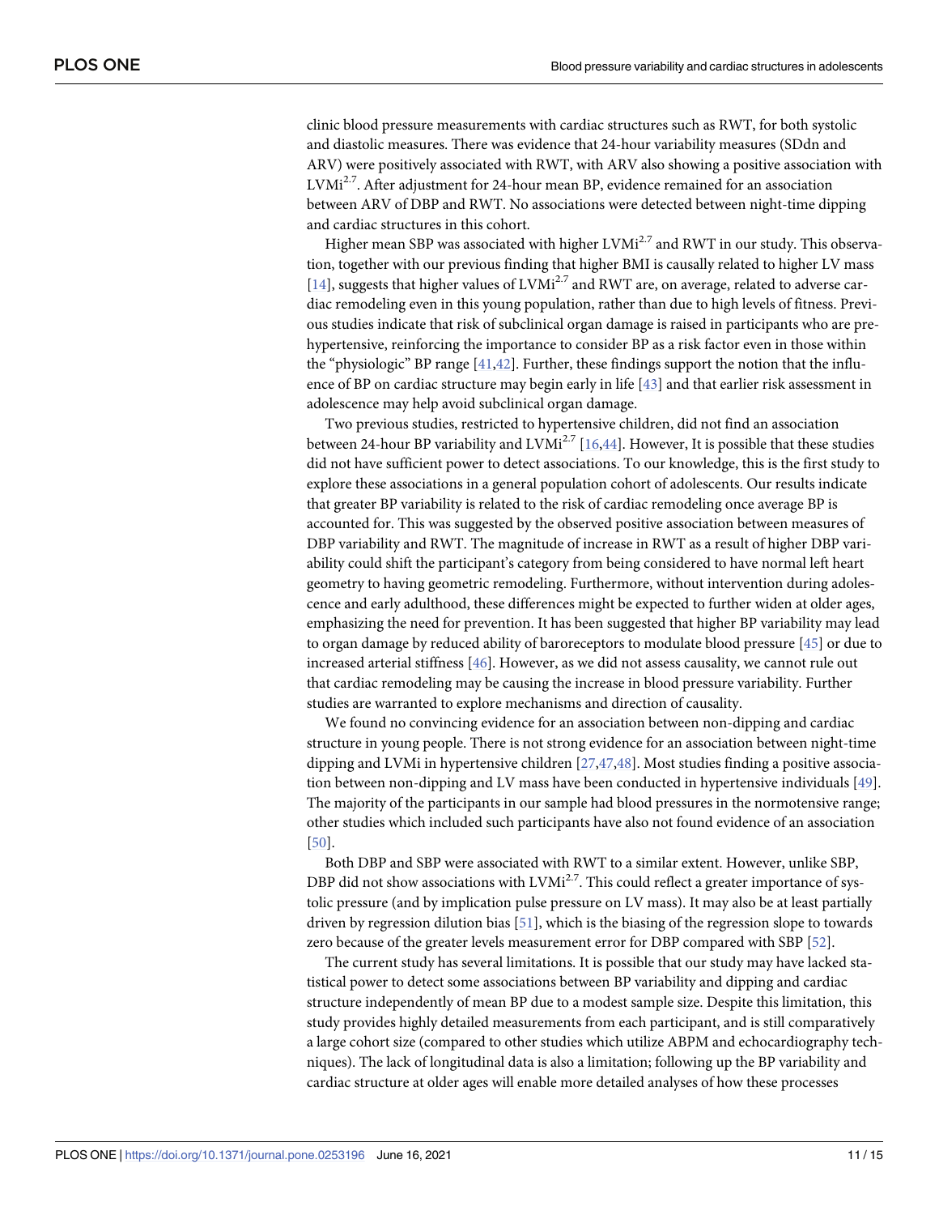clinic blood pressure measurements with cardiac structures such as RWT, for both systolic and diastolic measures. There was evidence that 24-hour variability measures (SDdn and ARV) were positively associated with RWT, with ARV also showing a positive association with $LVMi^{2.7}$. After adjustment for 24-hour mean BP, evidence remained for an association between ARV of DBP and RWT. No associations were detected between night-time dipping and cardiac structures in this cohort.

Higher mean SBP was associated with higher $LVMi^{2.7}$ and RWT in our study. This observation, together with our previous finding that higher BMI is causally related to higher LV mass [14], suggests that higher values of $LVMi^{2.7}$ and RWT are, on average, related to adverse cardiac remodeling even in this young population, rather than due to high levels of fitness. Previous studies indicate that risk of subclinical organ damage is raised in participants who are pre-hypertensive, reinforcing the importance to consider BP as a risk factor even in those within the "physiologic" BP range [41,42]. Further, these findings support the notion that the influence of BP on cardiac structure may begin early in life [43] and that earlier risk assessment in adolescence may help avoid subclinical organ damage.

Two previous studies, restricted to hypertensive children, did not find an association between 24-hour BP variability and $LVMi^{2.7}$ [16,44]. However, It is possible that these studies did not have sufficient power to detect associations. To our knowledge, this is the first study to explore these associations in a general population cohort of adolescents. Our results indicate that greater BP variability is related to the risk of cardiac remodeling once average BP is accounted for. This was suggested by the observed positive association between measures of DBP variability and RWT. The magnitude of increase in RWT as a result of higher DBP variability could shift the participant's category from being considered to have normal left heart geometry to having geometric remodeling. Furthermore, without intervention during adolescence and early adulthood, these differences might be expected to further widen at older ages, emphasizing the need for prevention. It has been suggested that higher BP variability may lead to organ damage by reduced ability of baroreceptors to modulate blood pressure [45] or due to increased arterial stiffness [46]. However, as we did not assess causality, we cannot rule out that cardiac remodeling may be causing the increase in blood pressure variability. Further studies are warranted to explore mechanisms and direction of causality.

We found no convincing evidence for an association between non-dipping and cardiac structure in young people. There is not strong evidence for an association between night-time dipping and LVMi in hypertensive children [27,47,48]. Most studies finding a positive association between non-dipping and LV mass have been conducted in hypertensive individuals [49]. The majority of the participants in our sample had blood pressures in the normotensive range; other studies which included such participants have also not found evidence of an association [50].

Both DBP and SBP were associated with RWT to a similar extent. However, unlike SBP, DBP did not show associations with $LVMi^{2.7}$. This could reflect a greater importance of systolic pressure (and by implication pulse pressure on LV mass). It may also be at least partially driven by regression dilution bias [51], which is the biasing of the regression slope to towards zero because of the greater levels measurement error for DBP compared with SBP [52].

The current study has several limitations. It is possible that our study may have lacked statistical power to detect some associations between BP variability and dipping and cardiac structure independently of mean BP due to a modest sample size. Despite this limitation, this study provides highly detailed measurements from each participant, and is still comparatively a large cohort size (compared to other studies which utilize ABPM and echocardiography techniques). The lack of longitudinal data is also a limitation; following up the BP variability and cardiac structure at older ages will enable more detailed analyses of how these processes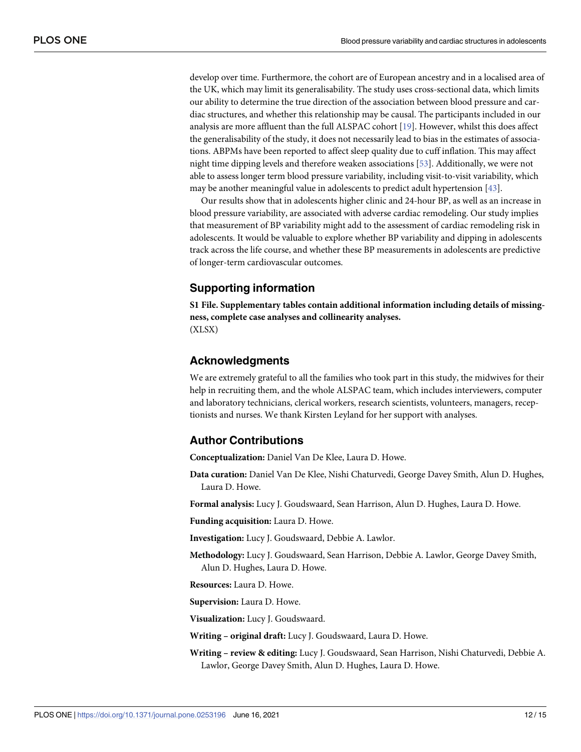develop over time. Furthermore, the cohort are of European ancestry and in a localised area of the UK, which may limit its generalisability. The study uses cross-sectional data, which limits our ability to determine the true direction of the association between blood pressure and cardiac structures, and whether this relationship may be causal. The participants included in our analysis are more affluent than the full ALSPAC cohort [19]. However, whilst this does affect the generalisability of the study, it does not necessarily lead to bias in the estimates of associations. ABPMs have been reported to affect sleep quality due to cuff inflation. This may affect night time dipping levels and therefore weaken associations [53]. Additionally, we were not able to assess longer term blood pressure variability, including visit-to-visit variability, which may be another meaningful value in adolescents to predict adult hypertension [43].

Our results show that in adolescents higher clinic and 24-hour BP, as well as an increase in blood pressure variability, are associated with adverse cardiac remodeling. Our study implies that measurement of BP variability might add to the assessment of cardiac remodeling risk in adolescents. It would be valuable to explore whether BP variability and dipping in adolescents track across the life course, and whether these BP measurements in adolescents are predictive of longer-term cardiovascular outcomes.

## Supporting information

**S1 File. Supplementary tables contain additional information including details of missingness, complete case analyses and collinearity analyses.**
(XLSX)

## Acknowledgments

We are extremely grateful to all the families who took part in this study, the midwives for their help in recruiting them, and the whole ALSPAC team, which includes interviewers, computer and laboratory technicians, clerical workers, research scientists, volunteers, managers, receptionists and nurses. We thank Kirsten Leyland for her support with analyses.

## Author Contributions

**Conceptualization:** Daniel Van De Klee, Laura D. Howe.

**Data curation:** Daniel Van De Klee, Nishi Chaturvedi, George Davey Smith, Alun D. Hughes, Laura D. Howe.

**Formal analysis:** Lucy J. Goudswaard, Sean Harrison, Alun D. Hughes, Laura D. Howe.

**Funding acquisition:** Laura D. Howe.

**Investigation:** Lucy J. Goudswaard, Debbie A. Lawlor.

**Methodology:** Lucy J. Goudswaard, Sean Harrison, Debbie A. Lawlor, George Davey Smith, Alun D. Hughes, Laura D. Howe.

**Resources:** Laura D. Howe.

**Supervision:** Laura D. Howe.

**Visualization:** Lucy J. Goudswaard.

**Writing – original draft:** Lucy J. Goudswaard, Laura D. Howe.

**Writing – review & editing:** Lucy J. Goudswaard, Sean Harrison, Nishi Chaturvedi, Debbie A. Lawlor, George Davey Smith, Alun D. Hughes, Laura D. Howe.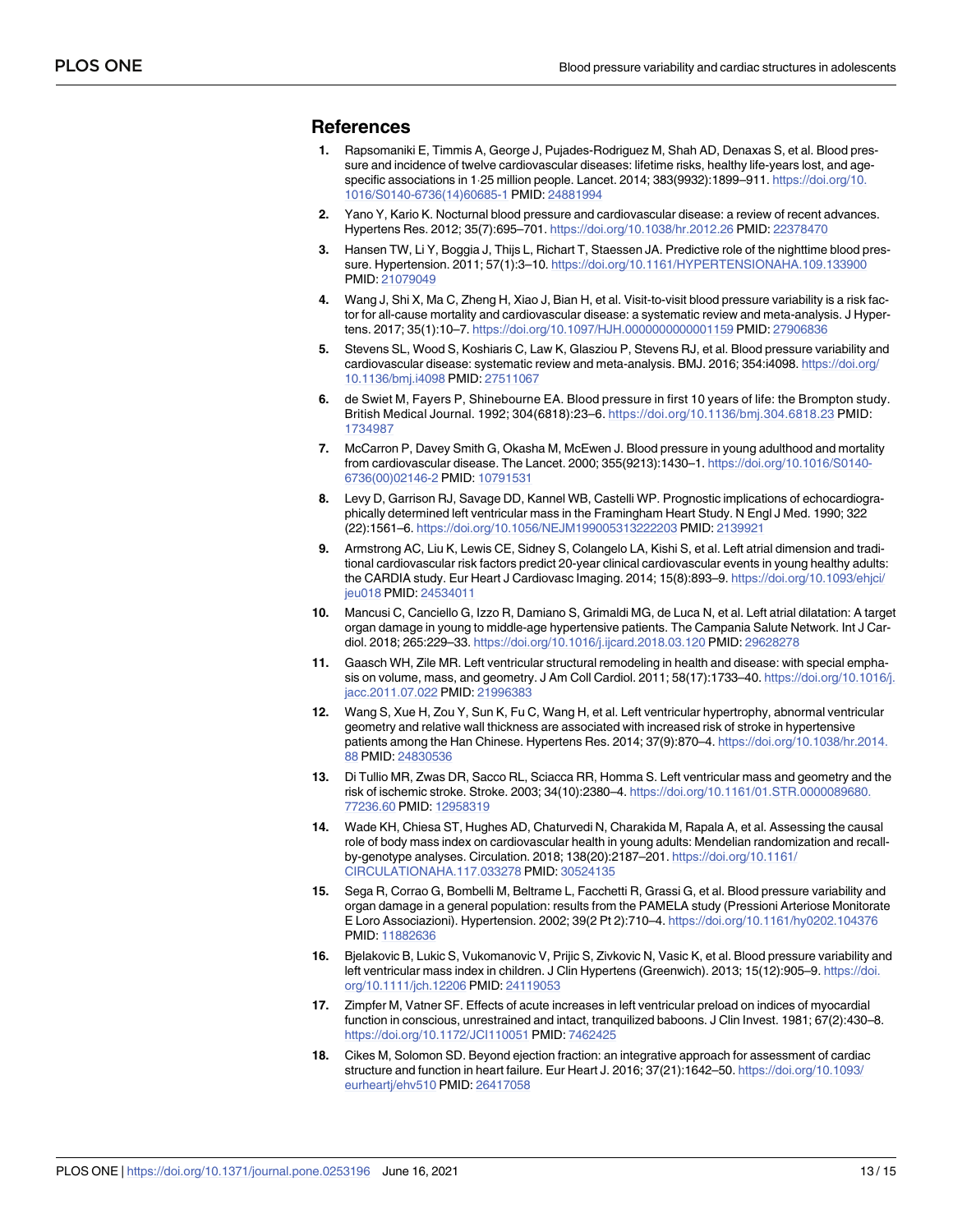## References

1. Rapsomaniki E, Timmis A, George J, Pujades-Rodriguez M, Shah AD, Denaxas S, et al. Blood pressure and incidence of twelve cardiovascular diseases: lifetime risks, healthy life-years lost, and age-specific associations in 1·25 million people. Lancet. 2014; 383(9932):1899–911. https://doi.org/10.1016/S0140-6736(14)60685-1 PMID: 24881994
2. Yano Y, Kario K. Nocturnal blood pressure and cardiovascular disease: a review of recent advances. Hypertens Res. 2012; 35(7):695–701. https://doi.org/10.1038/hr.2012.26 PMID: 22378470
3. Hansen TW, Li Y, Boggia J, Thijs L, Richart T, Staessen JA. Predictive role of the nighttime blood pressure. Hypertension. 2011; 57(1):3–10. https://doi.org/10.1161/HYPERTENSIONAHA.109.133900 PMID: 21079049
4. Wang J, Shi X, Ma C, Zheng H, Xiao J, Bian H, et al. Visit-to-visit blood pressure variability is a risk factor for all-cause mortality and cardiovascular disease: a systematic review and meta-analysis. J Hypertens. 2017; 35(1):10–7. https://doi.org/10.1097/HJH.0000000000001159 PMID: 27906836
5. Stevens SL, Wood S, Koshiaris C, Law K, Glasziou P, Stevens RJ, et al. Blood pressure variability and cardiovascular disease: systematic review and meta-analysis. BMJ. 2016; 354:i4098. https://doi.org/10.1136/bmj.i4098 PMID: 27511067
6. de Swiet M, Fayers P, Shinebourne EA. Blood pressure in first 10 years of life: the Brompton study. British Medical Journal. 1992; 304(6818):23–6. https://doi.org/10.1136/bmj.304.6818.23 PMID: 1734987
7. McCarron P, Davey Smith G, Okasha M, McEwen J. Blood pressure in young adulthood and mortality from cardiovascular disease. The Lancet. 2000; 355(9213):1430–1. https://doi.org/10.1016/S0140-6736(00)02146-2 PMID: 10791531
8. Levy D, Garrison RJ, Savage DD, Kannel WB, Castelli WP. Prognostic implications of echocardiographically determined left ventricular mass in the Framingham Heart Study. N Engl J Med. 1990; 322 (22):1561–6. https://doi.org/10.1056/NEJM199005313222203 PMID: 2139921
9. Armstrong AC, Liu K, Lewis CE, Sidney S, Colangelo LA, Kishi S, et al. Left atrial dimension and traditional cardiovascular risk factors predict 20-year clinical cardiovascular events in young healthy adults: the CARDIA study. Eur Heart J Cardiovasc Imaging. 2014; 15(8):893–9. https://doi.org/10.1093/ehjci/jeu018 PMID: 24534011
10. Mancusi C, Canciello G, Izzo R, Damiano S, Grimaldi MG, de Luca N, et al. Left atrial dilatation: A target organ damage in young to middle-age hypertensive patients. The Campania Salute Network. Int J Cardiol. 2018; 265:229–33. https://doi.org/10.1016/j.ijcard.2018.03.120 PMID: 29628278
11. Gaasch WH, Zile MR. Left ventricular structural remodeling in health and disease: with special emphasis on volume, mass, and geometry. J Am Coll Cardiol. 2011; 58(17):1733–40. https://doi.org/10.1016/j.jacc.2011.07.022 PMID: 21996383
12. Wang S, Xue H, Zou Y, Sun K, Fu C, Wang H, et al. Left ventricular hypertrophy, abnormal ventricular geometry and relative wall thickness are associated with increased risk of stroke in hypertensive patients among the Han Chinese. Hypertens Res. 2014; 37(9):870–4. https://doi.org/10.1038/hr.2014.88 PMID: 24830536
13. Di Tullio MR, Zwas DR, Sacco RL, Sciacca RR, Homma S. Left ventricular mass and geometry and the risk of ischemic stroke. Stroke. 2003; 34(10):2380–4. https://doi.org/10.1161/01.STR.0000089680.77236.60 PMID: 12958319
14. Wade KH, Chiesa ST, Hughes AD, Chaturvedi N, Charakida M, Rapala A, et al. Assessing the causal role of body mass index on cardiovascular health in young adults: Mendelian randomization and recall-by-genotype analyses. Circulation. 2018; 138(20):2187–201. https://doi.org/10.1161/CIRCULATIONAHA.117.033278 PMID: 30524135
15. Sega R, Corrao G, Bombelli M, Beltrame L, Facchetti R, Grassi G, et al. Blood pressure variability and organ damage in a general population: results from the PAMELA study (Pressioni Arteriose Monitorate E Loro Associazioni). Hypertension. 2002; 39(2 Pt 2):710–4. https://doi.org/10.1161/hy0202.104376 PMID: 11882636
16. Bjelakovic B, Lukic S, Vukomanovic V, Prijic S, Zivkovic N, Vasic K, et al. Blood pressure variability and left ventricular mass index in children. J Clin Hypertens (Greenwich). 2013; 15(12):905–9. https://doi.org/10.1111/jch.12206 PMID: 24119053
17. Zimpfer M, Vatner SF. Effects of acute increases in left ventricular preload on indices of myocardial function in conscious, unrestrained and intact, tranquilized baboons. J Clin Invest. 1981; 67(2):430–8. https://doi.org/10.1172/JCI110051 PMID: 7462425
18. Cikes M, Solomon SD. Beyond ejection fraction: an integrative approach for assessment of cardiac structure and function in heart failure. Eur Heart J. 2016; 37(21):1642–50. https://doi.org/10.1093/eurheartj/ehv510 PMID: 26417058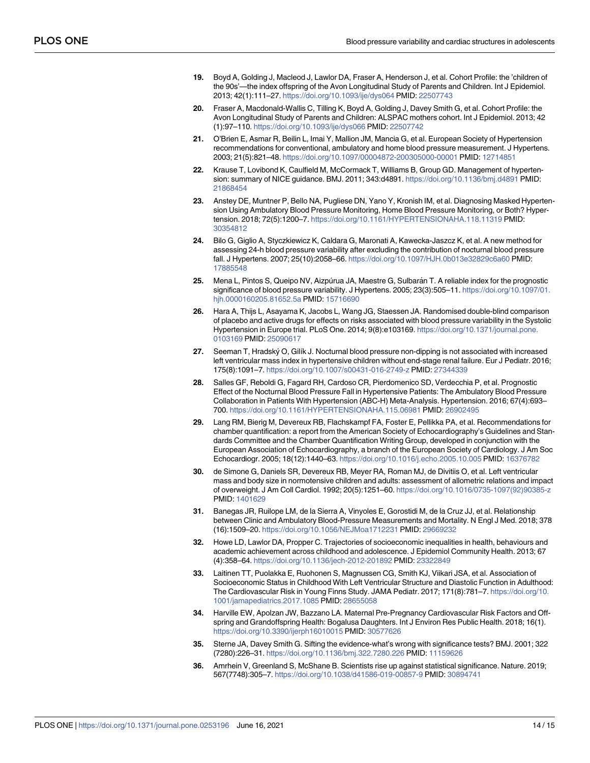19. Boyd A, Golding J, Macleod J, Lawlor DA, Fraser A, Henderson J, et al. Cohort Profile: the 'children of the 90s'—the index offspring of the Avon Longitudinal Study of Parents and Children. Int J Epidemiol. 2013; 42(1):111–27. https://doi.org/10.1093/ije/dys064 PMID: 22507743

20. Fraser A, Macdonald-Wallis C, Tilling K, Boyd A, Golding J, Davey Smith G, et al. Cohort Profile: the Avon Longitudinal Study of Parents and Children: ALSPAC mothers cohort. Int J Epidemiol. 2013; 42 (1):97–110. https://doi.org/10.1093/ije/dys066 PMID: 22507742

21. O'Brien E, Asmar R, Beilin L, Imai Y, Mallion JM, Mancia G, et al. European Society of Hypertension recommendations for conventional, ambulatory and home blood pressure measurement. J Hypertens. 2003; 21(5):821–48. https://doi.org/10.1097/00004872-200305000-00001 PMID: 12714851

22. Krause T, Lovibond K, Caulfield M, McCormack T, Williams B, Group GD. Management of hypertension: summary of NICE guidance. BMJ. 2011; 343:d4891. https://doi.org/10.1136/bmj.d4891 PMID: 21868454

23. Anstey DE, Muntner P, Bello NA, Pugliese DN, Yano Y, Kronish IM, et al. Diagnosing Masked Hypertension Using Ambulatory Blood Pressure Monitoring, Home Blood Pressure Monitoring, or Both? Hypertension. 2018; 72(5):1200–7. https://doi.org/10.1161/HYPERTENSIONAHA.118.11319 PMID: 30354812

24. Bilo G, Giglio A, Styczkiewicz K, Caldara G, Maronati A, Kawecka-Jaszcz K, et al. A new method for assessing 24-h blood pressure variability after excluding the contribution of nocturnal blood pressure fall. J Hypertens. 2007; 25(10):2058–66. https://doi.org/10.1097/HJH.0b013e32829c6a60 PMID: 17885548

25. Mena L, Pintos S, Queipo NV, Aizpúrua JA, Maestre G, Sulbarán T. A reliable index for the prognostic significance of blood pressure variability. J Hypertens. 2005; 23(3):505–11. https://doi.org/10.1097/01.hjh.0000160205.81652.5a PMID: 15716690

26. Hara A, Thijs L, Asayama K, Jacobs L, Wang JG, Staessen JA. Randomised double-blind comparison of placebo and active drugs for effects on risks associated with blood pressure variability in the Systolic Hypertension in Europe trial. PLoS One. 2014; 9(8):e103169. https://doi.org/10.1371/journal.pone.0103169 PMID: 25090617

27. Seeman T, Hradský O, Gilík J. Nocturnal blood pressure non-dipping is not associated with increased left ventricular mass index in hypertensive children without end-stage renal failure. Eur J Pediatr. 2016; 175(8):1091–7. https://doi.org/10.1007/s00431-016-2749-z PMID: 27344339

28. Salles GF, Reboldi G, Fagard RH, Cardoso CR, Pierdomenico SD, Verdecchia P, et al. Prognostic Effect of the Nocturnal Blood Pressure Fall in Hypertensive Patients: The Ambulatory Blood Pressure Collaboration in Patients With Hypertension (ABC-H) Meta-Analysis. Hypertension. 2016; 67(4):693–700. https://doi.org/10.1161/HYPERTENSIONAHA.115.06981 PMID: 26902495

29. Lang RM, Bierig M, Devereux RB, Flachskampf FA, Foster E, Pellikka PA, et al. Recommendations for chamber quantification: a report from the American Society of Echocardiography's Guidelines and Standards Committee and the Chamber Quantification Writing Group, developed in conjunction with the European Association of Echocardiography, a branch of the European Society of Cardiology. J Am Soc Echocardiogr. 2005; 18(12):1440–63. https://doi.org/10.1016/j.echo.2005.10.005 PMID: 16376782

30. de Simone G, Daniels SR, Devereux RB, Meyer RA, Roman MJ, de Divitiis O, et al. Left ventricular mass and body size in normotensive children and adults: assessment of allometric relations and impact of overweight. J Am Coll Cardiol. 1992; 20(5):1251–60. https://doi.org/10.1016/0735-1097(92)90385-z PMID: 1401629

31. Banegas JR, Ruilope LM, de la Sierra A, Vinyoles E, Gorostidi M, de la Cruz JJ, et al. Relationship between Clinic and Ambulatory Blood-Pressure Measurements and Mortality. N Engl J Med. 2018; 378 (16):1509–20. https://doi.org/10.1056/NEJMoa1712231 PMID: 29669232

32. Howe LD, Lawlor DA, Propper C. Trajectories of socioeconomic inequalities in health, behaviours and academic achievement across childhood and adolescence. J Epidemiol Community Health. 2013; 67 (4):358–64. https://doi.org/10.1136/jech-2012-201892 PMID: 23322849

33. Laitinen TT, Puolakka E, Ruohonen S, Magnussen CG, Smith KJ, Viikari JSA, et al. Association of Socioeconomic Status in Childhood With Left Ventricular Structure and Diastolic Function in Adulthood: The Cardiovascular Risk in Young Finns Study. JAMA Pediatr. 2017; 171(8):781–7. https://doi.org/10.1001/jamapediatrics.2017.1085 PMID: 28655058

34. Harville EW, Apolzan JW, Bazzano LA. Maternal Pre-Pregnancy Cardiovascular Risk Factors and Offspring and Grandoffspring Health: Bogalusa Daughters. Int J Environ Res Public Health. 2018; 16(1). https://doi.org/10.3390/ijerph16010015 PMID: 30577626

35. Sterne JA, Davey Smith G. Sifting the evidence-what's wrong with significance tests? BMJ. 2001; 322 (7280):226–31. https://doi.org/10.1136/bmj.322.7280.226 PMID: 11159626

36. Amrhein V, Greenland S, McShane B. Scientists rise up against statistical significance. Nature. 2019; 567(7748):305–7. https://doi.org/10.1038/d41586-019-00857-9 PMID: 30894741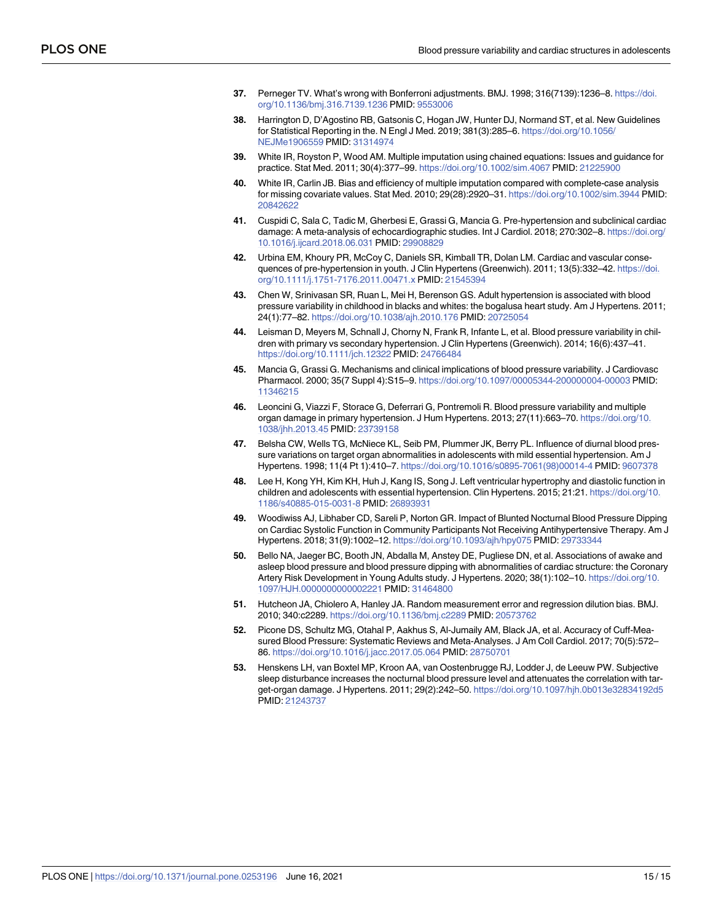37. Perneger TV. What's wrong with Bonferroni adjustments. BMJ. 1998; 316(7139):1236–8. https://doi.org/10.1136/bmj.316.7139.1236 PMID: 9553006

38. Harrington D, D'Agostino RB, Gatsonis C, Hogan JW, Hunter DJ, Normand ST, et al. New Guidelines for Statistical Reporting in the. N Engl J Med. 2019; 381(3):285–6. https://doi.org/10.1056/NEJMe1906559 PMID: 31314974

39. White IR, Royston P, Wood AM. Multiple imputation using chained equations: Issues and guidance for practice. Stat Med. 2011; 30(4):377–99. https://doi.org/10.1002/sim.4067 PMID: 21225900

40. White IR, Carlin JB. Bias and efficiency of multiple imputation compared with complete-case analysis for missing covariate values. Stat Med. 2010; 29(28):2920–31. https://doi.org/10.1002/sim.3944 PMID: 20842622

41. Cuspidi C, Sala C, Tadic M, Gherbesi E, Grassi G, Mancia G. Pre-hypertension and subclinical cardiac damage: A meta-analysis of echocardiographic studies. Int J Cardiol. 2018; 270:302–8. https://doi.org/10.1016/j.ijcard.2018.06.031 PMID: 29908829

42. Urbina EM, Khoury PR, McCoy C, Daniels SR, Kimball TR, Dolan LM. Cardiac and vascular consequences of pre-hypertension in youth. J Clin Hypertens (Greenwich). 2011; 13(5):332–42. https://doi.org/10.1111/j.1751-7176.2011.00471.x PMID: 21545394

43. Chen W, Srinivasan SR, Ruan L, Mei H, Berenson GS. Adult hypertension is associated with blood pressure variability in childhood in blacks and whites: the bogalusa heart study. Am J Hypertens. 2011; 24(1):77–82. https://doi.org/10.1038/ajh.2010.176 PMID: 20725054

44. Leisman D, Meyers M, Schnall J, Chorny N, Frank R, Infante L, et al. Blood pressure variability in children with primary vs secondary hypertension. J Clin Hypertens (Greenwich). 2014; 16(6):437–41. https://doi.org/10.1111/jch.12322 PMID: 24766484

45. Mancia G, Grassi G. Mechanisms and clinical implications of blood pressure variability. J Cardiovasc Pharmacol. 2000; 35(7 Suppl 4):S15–9. https://doi.org/10.1097/00005344-200000004-00003 PMID: 11346215

46. Leoncini G, Viazzi F, Storace G, Deferrari G, Pontremoli R. Blood pressure variability and multiple organ damage in primary hypertension. J Hum Hypertens. 2013; 27(11):663–70. https://doi.org/10.1038/jhh.2013.45 PMID: 23739158

47. Belsha CW, Wells TG, McNiece KL, Seib PM, Plummer JK, Berry PL. Influence of diurnal blood pressure variations on target organ abnormalities in adolescents with mild essential hypertension. Am J Hypertens. 1998; 11(4 Pt 1):410–7. https://doi.org/10.1016/s0895-7061(98)00014-4 PMID: 9607378

48. Lee H, Kong YH, Kim KH, Huh J, Kang IS, Song J. Left ventricular hypertrophy and diastolic function in children and adolescents with essential hypertension. Clin Hypertens. 2015; 21:21. https://doi.org/10.1186/s40885-015-0031-8 PMID: 26893931

49. Woodiwiss AJ, Libhaber CD, Sareli P, Norton GR. Impact of Blunted Nocturnal Blood Pressure Dipping on Cardiac Systolic Function in Community Participants Not Receiving Antihypertensive Therapy. Am J Hypertens. 2018; 31(9):1002–12. https://doi.org/10.1093/ajh/hpy075 PMID: 29733344

50. Bello NA, Jaeger BC, Booth JN, Abdalla M, Anstey DE, Pugliese DN, et al. Associations of awake and asleep blood pressure and blood pressure dipping with abnormalities of cardiac structure: the Coronary Artery Risk Development in Young Adults study. J Hypertens. 2020; 38(1):102–10. https://doi.org/10.1097/HJH.0000000000002221 PMID: 31464800

51. Hutcheon JA, Chiolero A, Hanley JA. Random measurement error and regression dilution bias. BMJ. 2010; 340:c2289. https://doi.org/10.1136/bmj.c2289 PMID: 20573762

52. Picone DS, Schultz MG, Otahal P, Aakhus S, Al-Jumaily AM, Black JA, et al. Accuracy of Cuff-Measured Blood Pressure: Systematic Reviews and Meta-Analyses. J Am Coll Cardiol. 2017; 70(5):572–86. https://doi.org/10.1016/j.jacc.2017.05.064 PMID: 28750701

53. Henskens LH, van Boxtel MP, Kroon AA, van Oostenbrugge RJ, Lodder J, de Leeuw PW. Subjective sleep disturbance increases the nocturnal blood pressure level and attenuates the correlation with target-organ damage. J Hypertens. 2011; 29(2):242–50. https://doi.org/10.1097/hjh.0b013e32834192d5 PMID: 21243737